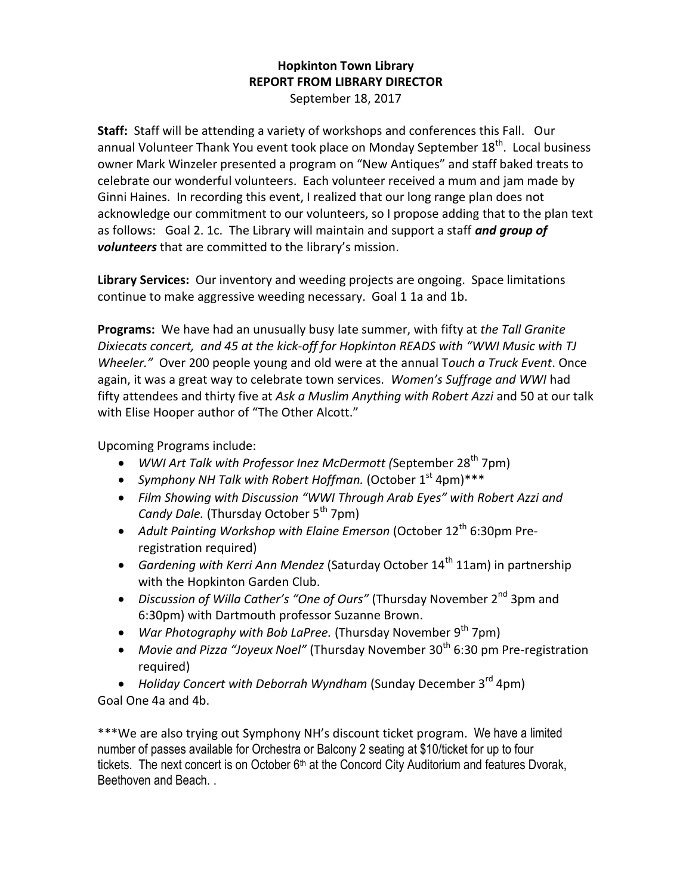**Hopkinton Town Library**
**REPORT FROM LIBRARY DIRECTOR**
September 18, 2017

**Staff:** Staff will be attending a variety of workshops and conferences this Fall. Our annual Volunteer Thank You event took place on Monday September 18th. Local business owner Mark Winzeler presented a program on "New Antiques" and staff baked treats to celebrate our wonderful volunteers. Each volunteer received a mum and jam made by Ginni Haines. In recording this event, I realized that our long range plan does not acknowledge our commitment to our volunteers, so I propose adding that to the plan text as follows: Goal 2. 1c. The Library will maintain and support a staff ***and group of volunteers*** that are committed to the library's mission.

**Library Services:** Our inventory and weeding projects are ongoing. Space limitations continue to make aggressive weeding necessary. Goal 1 1a and 1b.

**Programs:** We have had an unusually busy late summer, with fifty at *the Tall Granite Dixiecats concert, and 45 at the kick-off for Hopkinton READS with "WWI Music with TJ Wheeler."* Over 200 people young and old were at the annual T*ouch a Truck Event*. Once again, it was a great way to celebrate town services. *Women's Suffrage and WWI* had fifty attendees and thirty five at *Ask a Muslim Anything with Robert Azzi* and 50 at our talk with Elise Hooper author of "The Other Alcott."

Upcoming Programs include:

- *WWI Art Talk with Professor Inez McDermott (*September 28th 7pm)
- *Symphony NH Talk with Robert Hoffman.* (October 1st 4pm)***
- *Film Showing with Discussion "WWI Through Arab Eyes" with Robert Azzi and Candy Dale.* (Thursday October 5th 7pm)
- *Adult Painting Workshop with Elaine Emerson* (October 12th 6:30pm Pre-registration required)
- *Gardening with Kerri Ann Mendez* (Saturday October 14th 11am) in partnership with the Hopkinton Garden Club.
- *Discussion of Willa Cather's "One of Ours"* (Thursday November 2nd 3pm and 6:30pm) with Dartmouth professor Suzanne Brown.
- *War Photography with Bob LaPree.* (Thursday November 9th 7pm)
- *Movie and Pizza "Joyeux Noel"* (Thursday November 30th 6:30 pm Pre-registration required)
- *Holiday Concert with Deborrah Wyndham* (Sunday December 3rd 4pm)

Goal One 4a and 4b.

***We are also trying out Symphony NH's discount ticket program. We have a limited number of passes available for Orchestra or Balcony 2 seating at $10/ticket for up to four tickets. The next concert is on October 6th at the Concord City Auditorium and features Dvorak, Beethoven and Beach. .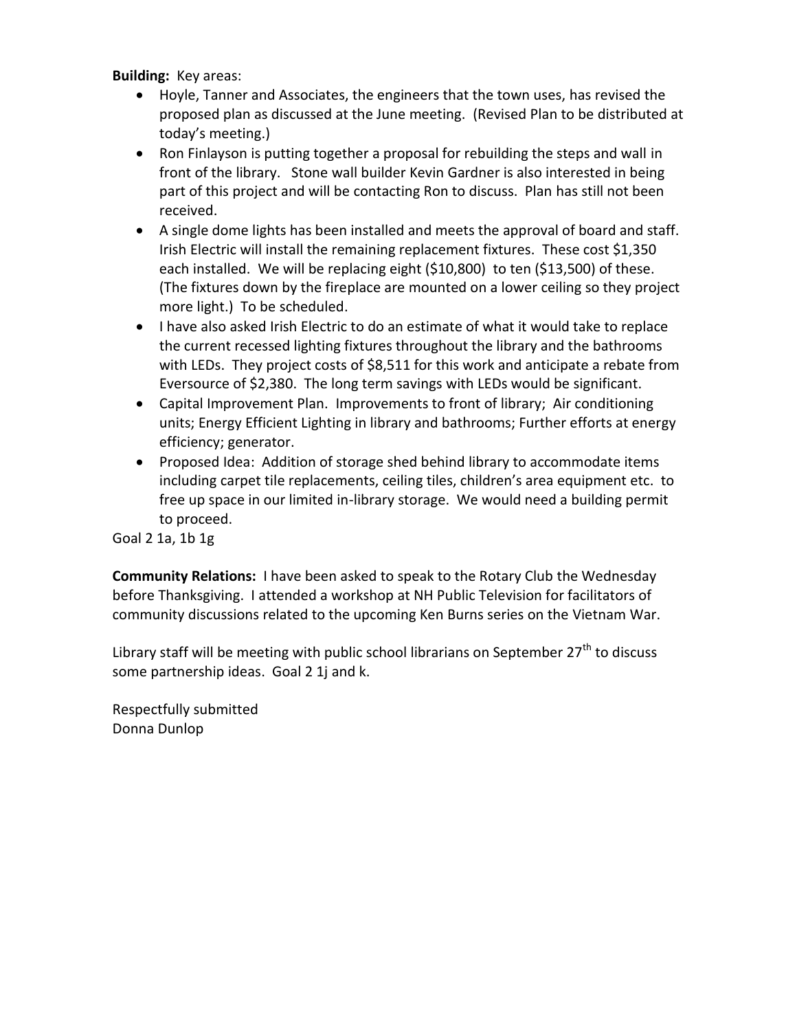**Building:** Key areas:

- Hoyle, Tanner and Associates, the engineers that the town uses, has revised the proposed plan as discussed at the June meeting. (Revised Plan to be distributed at today's meeting.)
- Ron Finlayson is putting together a proposal for rebuilding the steps and wall in front of the library. Stone wall builder Kevin Gardner is also interested in being part of this project and will be contacting Ron to discuss. Plan has still not been received.
- A single dome lights has been installed and meets the approval of board and staff. Irish Electric will install the remaining replacement fixtures. These cost $1,350 each installed. We will be replacing eight ($10,800) to ten ($13,500) of these. (The fixtures down by the fireplace are mounted on a lower ceiling so they project more light.) To be scheduled.
- I have also asked Irish Electric to do an estimate of what it would take to replace the current recessed lighting fixtures throughout the library and the bathrooms with LEDs. They project costs of $8,511 for this work and anticipate a rebate from Eversource of $2,380. The long term savings with LEDs would be significant.
- Capital Improvement Plan. Improvements to front of library; Air conditioning units; Energy Efficient Lighting in library and bathrooms; Further efforts at energy efficiency; generator.
- Proposed Idea: Addition of storage shed behind library to accommodate items including carpet tile replacements, ceiling tiles, children's area equipment etc. to free up space in our limited in-library storage. We would need a building permit to proceed.

Goal 2 1a, 1b 1g

**Community Relations:** I have been asked to speak to the Rotary Club the Wednesday before Thanksgiving. I attended a workshop at NH Public Television for facilitators of community discussions related to the upcoming Ken Burns series on the Vietnam War.

Library staff will be meeting with public school librarians on September 27th to discuss some partnership ideas. Goal 2 1j and k.

Respectfully submitted
Donna Dunlop